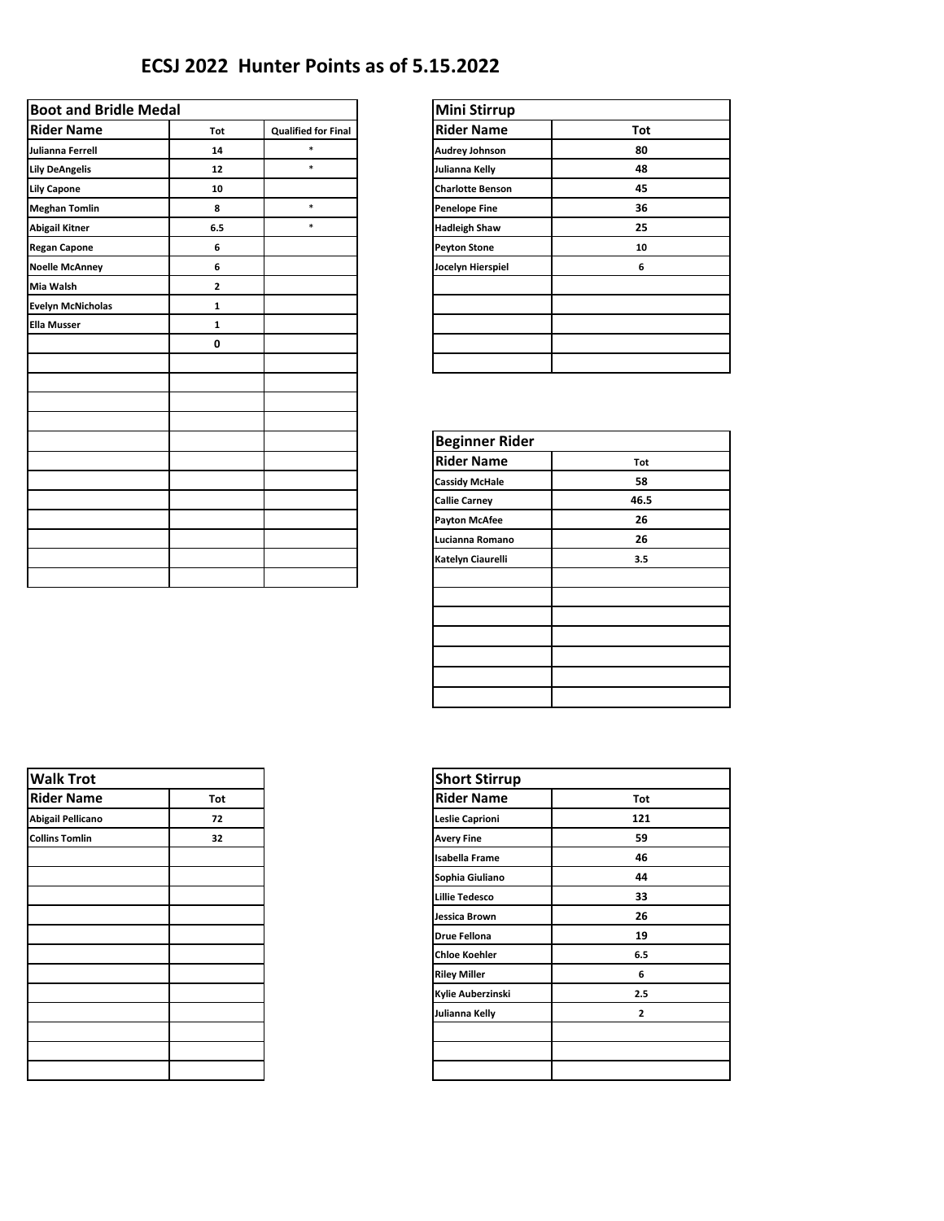# ECSJ 2022 Hunter Points as of 5.15.2022

## Boot and Bridle Medal

| Rider Name | Tot | Qualified for Final |
|---|---|---|
| Julianna Ferrell | 14 | * |
| Lily DeAngelis | 12 | * |
| Lily Capone | 10 | |
| Meghan Tomlin | 8 | * |
| Abigail Kitner | 6.5 | * |
| Regan Capone | 6 | |
| Noelle McAnney | 6 | |
| Mia Walsh | 2 | |
| Evelyn McNicholas | 1 | |
| Ella Musser | 1 | |
| | 0 | |

## Mini Stirrup

| Rider Name | Tot |
|---|---|
| Audrey Johnson | 80 |
| Julianna Kelly | 48 |
| Charlotte Benson | 45 |
| Penelope Fine | 36 |
| Hadleigh Shaw | 25 |
| Peyton Stone | 10 |
| Jocelyn Hierspiel | 6 |

## Beginner Rider

| Rider Name | Tot |
|---|---|
| Cassidy McHale | 58 |
| Callie Carney | 46.5 |
| Payton McAfee | 26 |
| Lucianna Romano | 26 |
| Katelyn Ciaurelli | 3.5 |

## Walk Trot

| Rider Name | Tot |
|---|---|
| Abigail Pellicano | 72 |
| Collins Tomlin | 32 |

## Short Stirrup

| Rider Name | Tot |
|---|---|
| Leslie Caprioni | 121 |
| Avery Fine | 59 |
| Isabella Frame | 46 |
| Sophia Giuliano | 44 |
| Lillie Tedesco | 33 |
| Jessica Brown | 26 |
| Drue Fellona | 19 |
| Chloe Koehler | 6.5 |
| Riley Miller | 6 |
| Kylie Auberzinski | 2.5 |
| Julianna Kelly | 2 |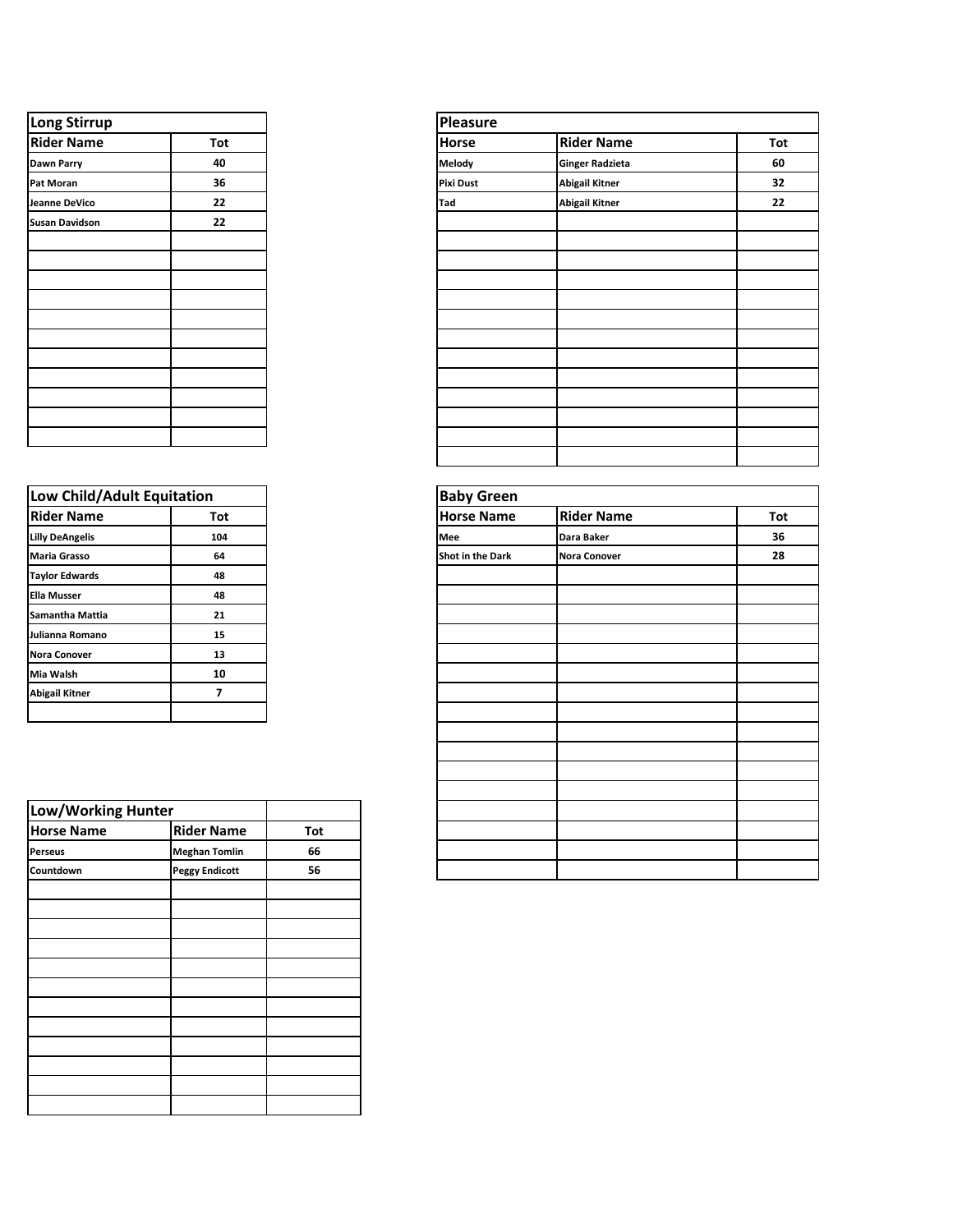## Long Stirrup

| Rider Name | Tot |
|---|---|
| Dawn Parry | 40 |
| Pat Moran | 36 |
| Jeanne DeVico | 22 |
| Susan Davidson | 22 |

## Low Child/Adult Equitation

| Rider Name | Tot |
|---|---|
| Lilly DeAngelis | 104 |
| Maria Grasso | 64 |
| Taylor Edwards | 48 |
| Ella Musser | 48 |
| Samantha Mattia | 21 |
| Julianna Romano | 15 |
| Nora Conover | 13 |
| Mia Walsh | 10 |
| Abigail Kitner | 7 |

## Low/Working Hunter

| Horse Name | Rider Name | Tot |
|---|---|---|
| Perseus | Meghan Tomlin | 66 |
| Countdown | Peggy Endicott | 56 |

## Pleasure

| Horse | Rider Name | Tot |
|---|---|---|
| Melody | Ginger Radzieta | 60 |
| Pixi Dust | Abigail Kitner | 32 |
| Tad | Abigail Kitner | 22 |

## Baby Green

| Horse Name | Rider Name | Tot |
|---|---|---|
| Mee | Dara Baker | 36 |
| Shot in the Dark | Nora Conover | 28 |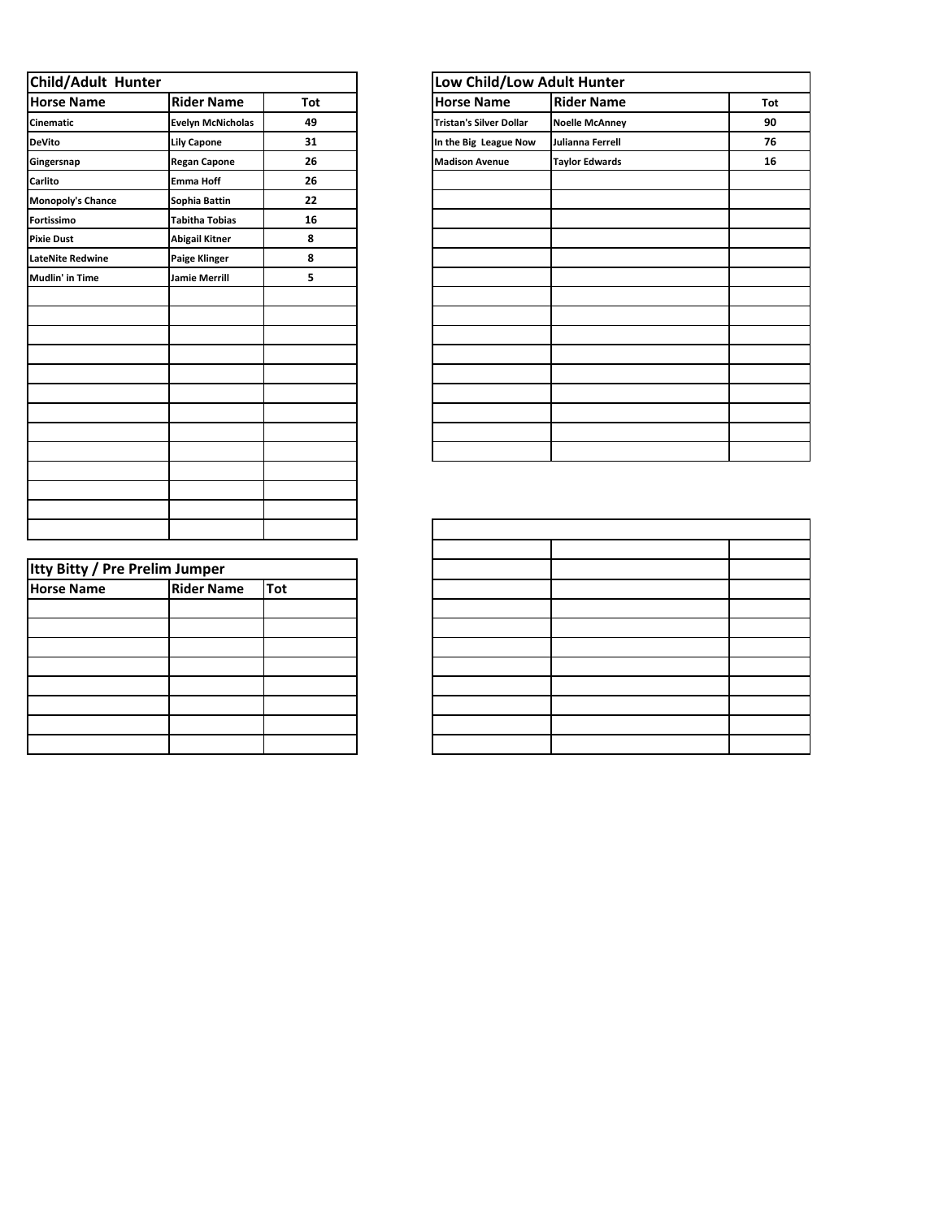## Child/Adult Hunter

| Horse Name | Rider Name | Tot |
|---|---|---|
| Cinematic | Evelyn McNicholas | 49 |
| DeVito | Lily Capone | 31 |
| Gingersnap | Regan Capone | 26 |
| Carlito | Emma Hoff | 26 |
| Monopoly's Chance | Sophia Battin | 22 |
| Fortissimo | Tabitha Tobias | 16 |
| Pixie Dust | Abigail Kitner | 8 |
| LateNite Redwine | Paige Klinger | 8 |
| Mudlin' in Time | Jamie Merrill | 5 |

## Low Child/Low Adult Hunter

| Horse Name | Rider Name | Tot |
|---|---|---|
| Tristan's Silver Dollar | Noelle McAnney | 90 |
| In the Big League Now | Julianna Ferrell | 76 |
| Madison Avenue | Taylor Edwards | 16 |

## Itty Bitty / Pre Prelim Jumper

| Horse Name | Rider Name | Tot |
|---|---|---|
| | | |